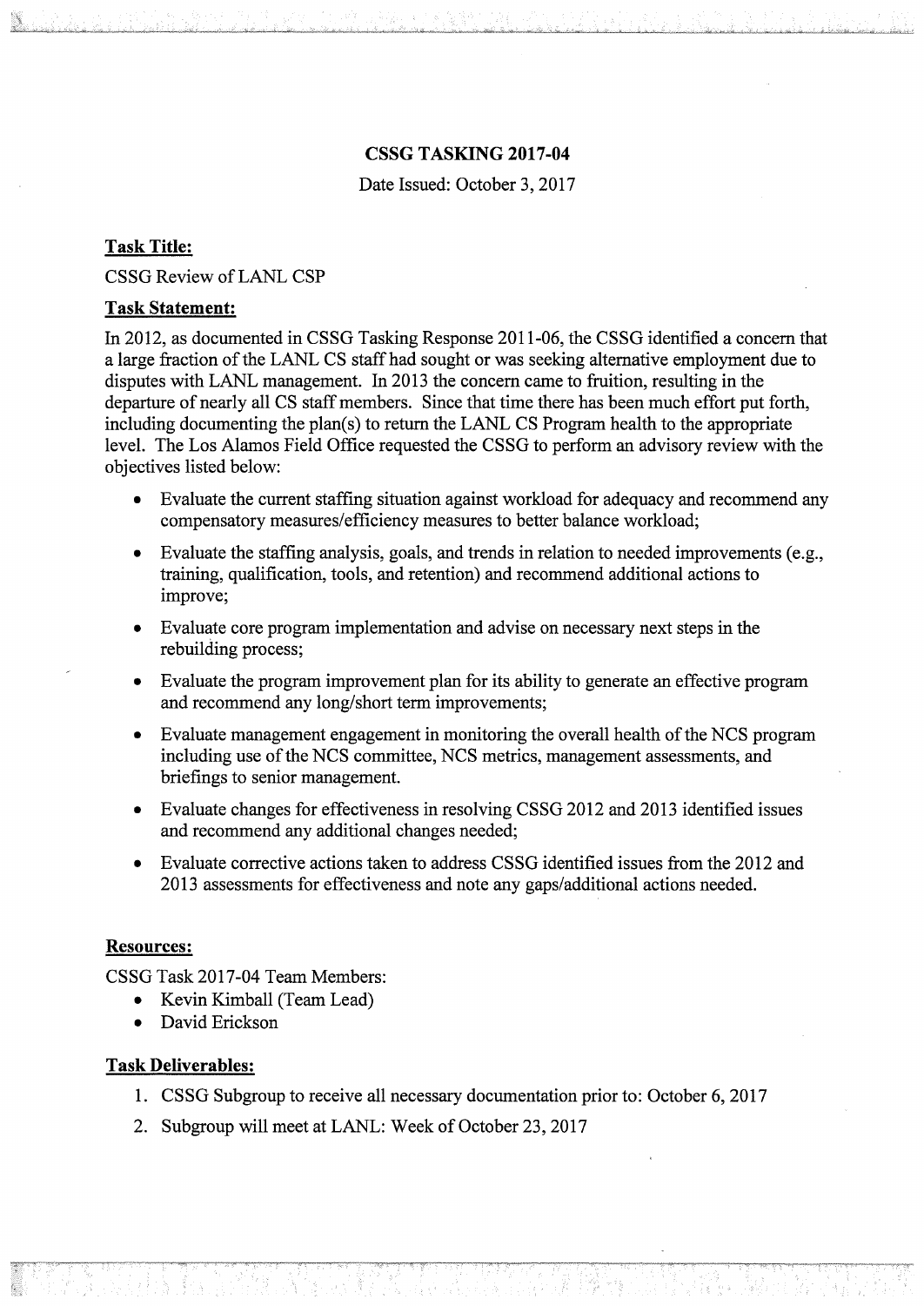# CSSG TASKING 2017-04

Date Issued: October 3, 2017

## Task Title:

CSSG Review of LANL CSP

## Task Statement:

In 2012, as documented in CSSG Tasking Response 2011-06, the CSSG identified a concern that a large fraction of the LANL CS staff had sought or was seeking alternative employment due to disputes with LANL management. In 2013 the concern came to fruition, resulting in the departure of nearly all CS staff members. Since that time there has been much effort put forth, including documenting the plan(s) to return the LANL CS Program health to the appropriate level. The Los Alamos Field Office requested the CSSG to perform an advisory review with the objectives listed below:

- Evaluate the current staffing situation against workload for adequacy and recommend any compensatory measures/efficiency measures to better balance workload;
- Evaluate the staffing analysis, goals, and trends in relation to needed improvements (e.g., training, qualification, tools, and retention) and recommend additional actions to improve;
- Evaluate core program implementation and advise on necessary next steps in the rebuilding process;
- Evaluate the program improvement plan for its ability to generate an effective program and recommend any long/short term improvements;
- Evaluate management engagement in monitoring the overall health of the NCS program including use of the NCS committee, NCS metrics, management assessments, and briefings to senior management.
- Evaluate changes for effectiveness in resolving CSSG 2012 and 2013 identified issues and recommend any additional changes needed;
- Evaluate corrective actions taken to address CSSG identified issues from the 2012 and 2013 assessments for effectiveness and note any gaps/additional actions needed.

## Resources:

CSSG Task 2017-04 Team Members:

- Kevin Kimball (Team Lead)
- David Erickson

## Task Deliverables:

1. CSSG Subgroup to receive all necessary documentation prior to: October 6, 2017
2. Subgroup will meet at LANL: Week of October 23, 2017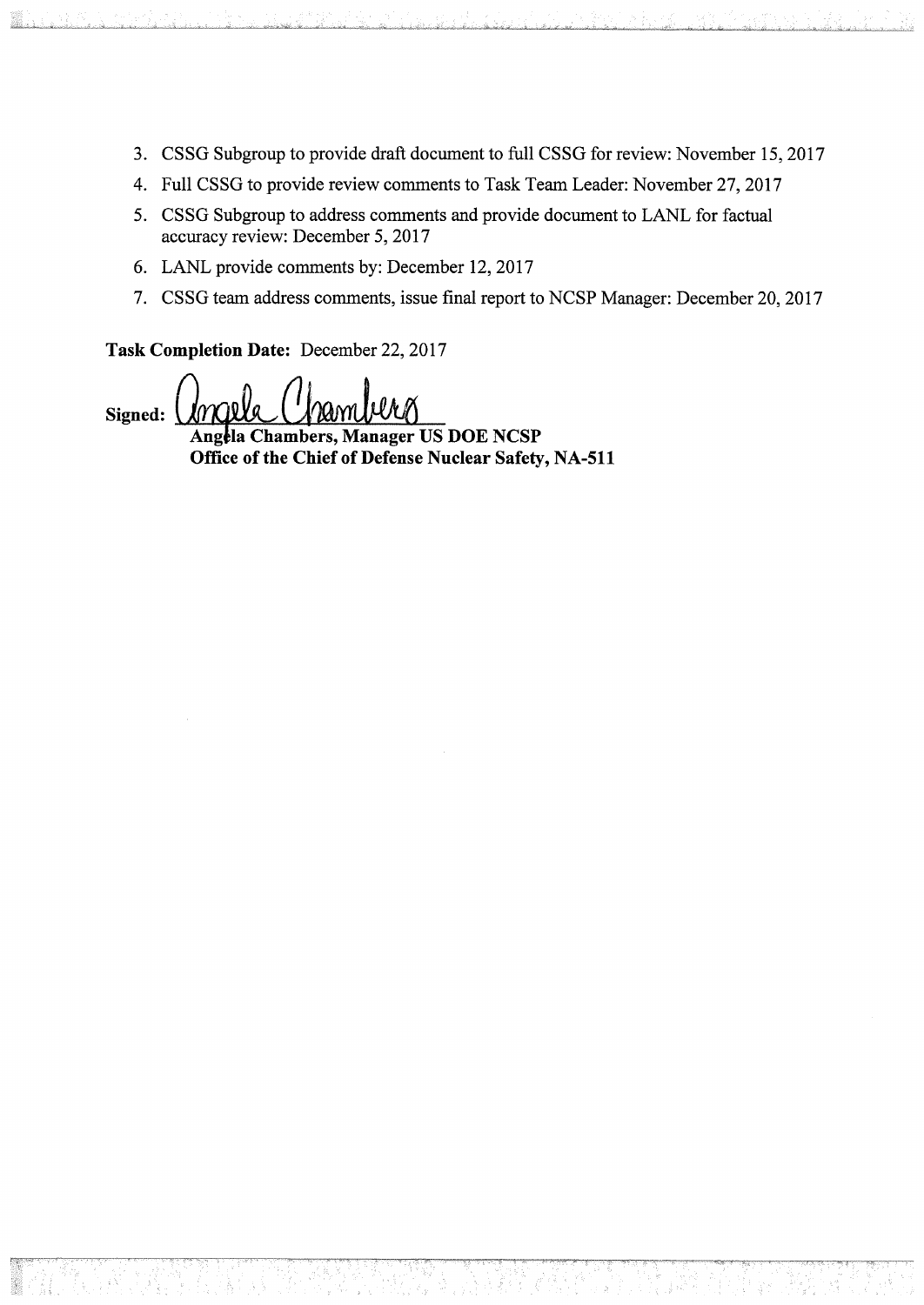3. CSSG Subgroup to provide draft document to full CSSG for review: November 15, 2017
4. Full CSSG to provide review comments to Task Team Leader: November 27, 2017
5. CSSG Subgroup to address comments and provide document to LANL for factual accuracy review: December 5, 2017
6. LANL provide comments by: December 12, 2017
7. CSSG team address comments, issue final report to NCSP Manager: December 20, 2017

**Task Completion Date:** December 22, 2017

**Signed:** Angela Chambers

**Angela Chambers, Manager US DOE NCSP**
**Office of the Chief of Defense Nuclear Safety, NA-511**